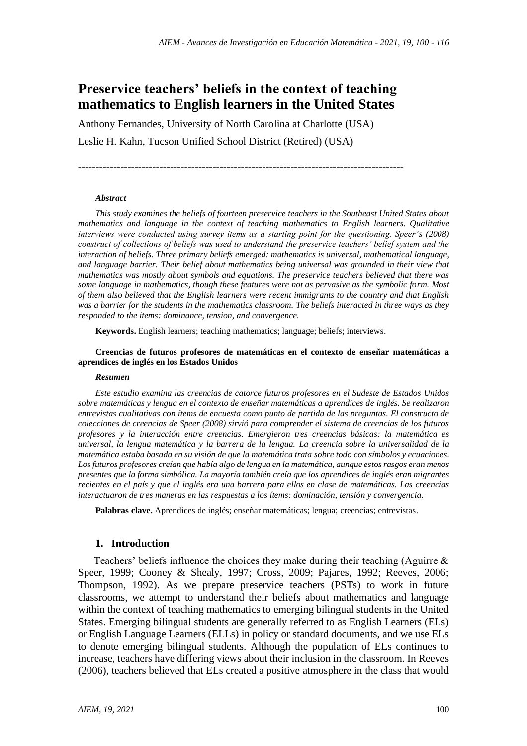# Preservice teachers' beliefs in the context of teaching mathematics to English learners in the United States

Anthony Fernandes, University of North Carolina at Charlotte (USA)

Leslie H. Kahn, Tucson Unified School District (Retired) (USA)

---

***Abstract***

*This study examines the beliefs of fourteen preservice teachers in the Southeast United States about mathematics and language in the context of teaching mathematics to English learners. Qualitative interviews were conducted using survey items as a starting point for the questioning. Speer's (2008) construct of collections of beliefs was used to understand the preservice teachers' belief system and the interaction of beliefs. Three primary beliefs emerged: mathematics is universal, mathematical language, and language barrier. Their belief about mathematics being universal was grounded in their view that mathematics was mostly about symbols and equations. The preservice teachers believed that there was some language in mathematics, though these features were not as pervasive as the symbolic form. Most of them also believed that the English learners were recent immigrants to the country and that English was a barrier for the students in the mathematics classroom. The beliefs interacted in three ways as they responded to the items: dominance, tension, and convergence.*

**Keywords.** English learners; teaching mathematics; language; beliefs; interviews.

**Creencias de futuros profesores de matemáticas en el contexto de enseñar matemáticas a aprendices de inglés en los Estados Unidos**

***Resumen***

*Este estudio examina las creencias de catorce futuros profesores en el Sudeste de Estados Unidos sobre matemáticas y lengua en el contexto de enseñar matemáticas a aprendices de inglés. Se realizaron entrevistas cualitativas con ítems de encuesta como punto de partida de las preguntas. El constructo de colecciones de creencias de Speer (2008) sirvió para comprender el sistema de creencias de los futuros profesores y la interacción entre creencias. Emergieron tres creencias básicas: la matemática es universal, la lengua matemática y la barrera de la lengua. La creencia sobre la universalidad de la matemática estaba basada en su visión de que la matemática trata sobre todo con símbolos y ecuaciones. Los futuros profesores creían que había algo de lengua en la matemática, aunque estos rasgos eran menos presentes que la forma simbólica. La mayoría también creía que los aprendices de inglés eran migrantes recientes en el país y que el inglés era una barrera para ellos en clase de matemáticas. Las creencias interactuaron de tres maneras en las respuestas a los ítems: dominación, tensión y convergencia.*

**Palabras clave.** Aprendices de inglés; enseñar matemáticas; lengua; creencias; entrevistas.

## 1. Introduction

Teachers' beliefs influence the choices they make during their teaching (Aguirre & Speer, 1999; Cooney & Shealy, 1997; Cross, 2009; Pajares, 1992; Reeves, 2006; Thompson, 1992). As we prepare preservice teachers (PSTs) to work in future classrooms, we attempt to understand their beliefs about mathematics and language within the context of teaching mathematics to emerging bilingual students in the United States. Emerging bilingual students are generally referred to as English Learners (ELs) or English Language Learners (ELLs) in policy or standard documents, and we use ELs to denote emerging bilingual students. Although the population of ELs continues to increase, teachers have differing views about their inclusion in the classroom. In Reeves (2006), teachers believed that ELs created a positive atmosphere in the class that would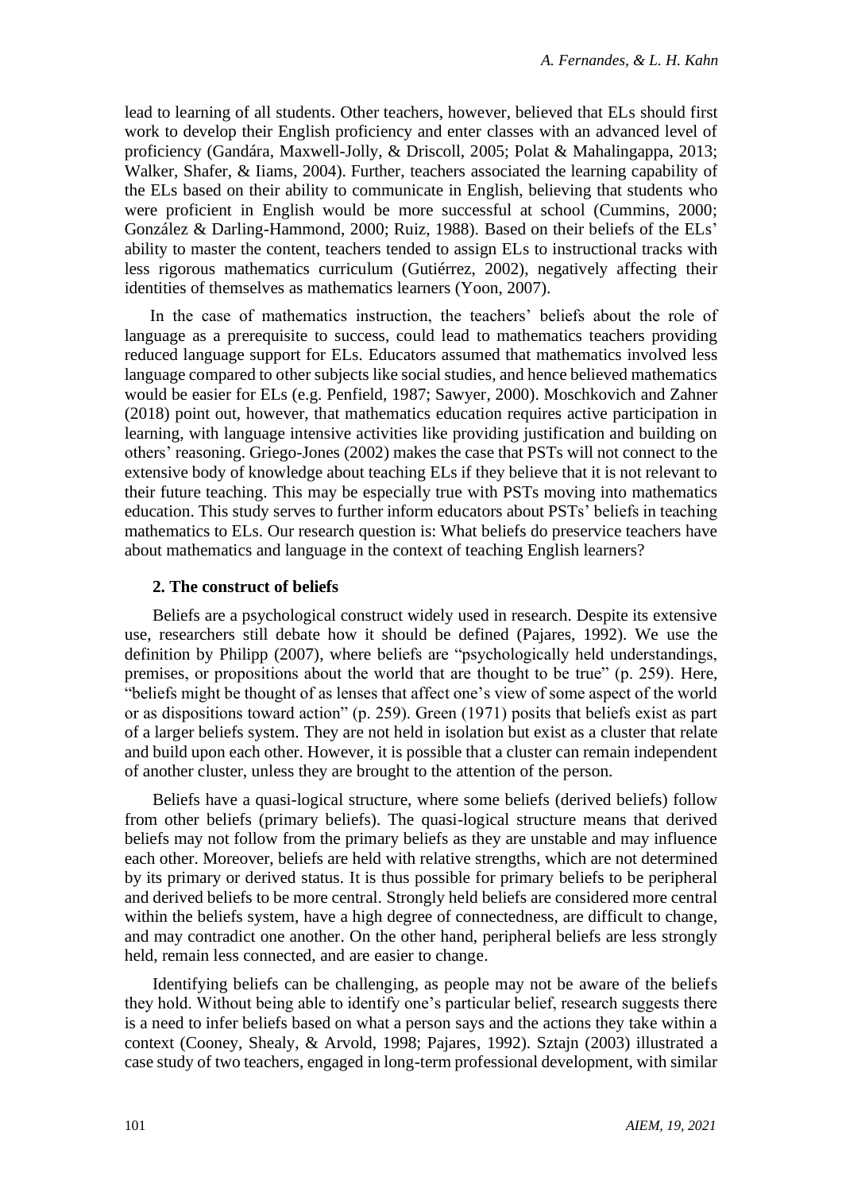lead to learning of all students. Other teachers, however, believed that ELs should first work to develop their English proficiency and enter classes with an advanced level of proficiency (Gandára, Maxwell-Jolly, & Driscoll, 2005; Polat & Mahalingappa, 2013; Walker, Shafer, & Iiams, 2004). Further, teachers associated the learning capability of the ELs based on their ability to communicate in English, believing that students who were proficient in English would be more successful at school (Cummins, 2000; González & Darling-Hammond, 2000; Ruiz, 1988). Based on their beliefs of the ELs' ability to master the content, teachers tended to assign ELs to instructional tracks with less rigorous mathematics curriculum (Gutiérrez, 2002), negatively affecting their identities of themselves as mathematics learners (Yoon, 2007).

In the case of mathematics instruction, the teachers' beliefs about the role of language as a prerequisite to success, could lead to mathematics teachers providing reduced language support for ELs. Educators assumed that mathematics involved less language compared to other subjects like social studies, and hence believed mathematics would be easier for ELs (e.g. Penfield, 1987; Sawyer, 2000). Moschkovich and Zahner (2018) point out, however, that mathematics education requires active participation in learning, with language intensive activities like providing justification and building on others' reasoning. Griego-Jones (2002) makes the case that PSTs will not connect to the extensive body of knowledge about teaching ELs if they believe that it is not relevant to their future teaching. This may be especially true with PSTs moving into mathematics education. This study serves to further inform educators about PSTs' beliefs in teaching mathematics to ELs. Our research question is: What beliefs do preservice teachers have about mathematics and language in the context of teaching English learners?

## 2. The construct of beliefs

Beliefs are a psychological construct widely used in research. Despite its extensive use, researchers still debate how it should be defined (Pajares, 1992). We use the definition by Philipp (2007), where beliefs are "psychologically held understandings, premises, or propositions about the world that are thought to be true" (p. 259). Here, "beliefs might be thought of as lenses that affect one's view of some aspect of the world or as dispositions toward action" (p. 259). Green (1971) posits that beliefs exist as part of a larger beliefs system. They are not held in isolation but exist as a cluster that relate and build upon each other. However, it is possible that a cluster can remain independent of another cluster, unless they are brought to the attention of the person.

Beliefs have a quasi-logical structure, where some beliefs (derived beliefs) follow from other beliefs (primary beliefs). The quasi-logical structure means that derived beliefs may not follow from the primary beliefs as they are unstable and may influence each other. Moreover, beliefs are held with relative strengths, which are not determined by its primary or derived status. It is thus possible for primary beliefs to be peripheral and derived beliefs to be more central. Strongly held beliefs are considered more central within the beliefs system, have a high degree of connectedness, are difficult to change, and may contradict one another. On the other hand, peripheral beliefs are less strongly held, remain less connected, and are easier to change.

Identifying beliefs can be challenging, as people may not be aware of the beliefs they hold. Without being able to identify one's particular belief, research suggests there is a need to infer beliefs based on what a person says and the actions they take within a context (Cooney, Shealy, & Arvold, 1998; Pajares, 1992). Sztajn (2003) illustrated a case study of two teachers, engaged in long-term professional development, with similar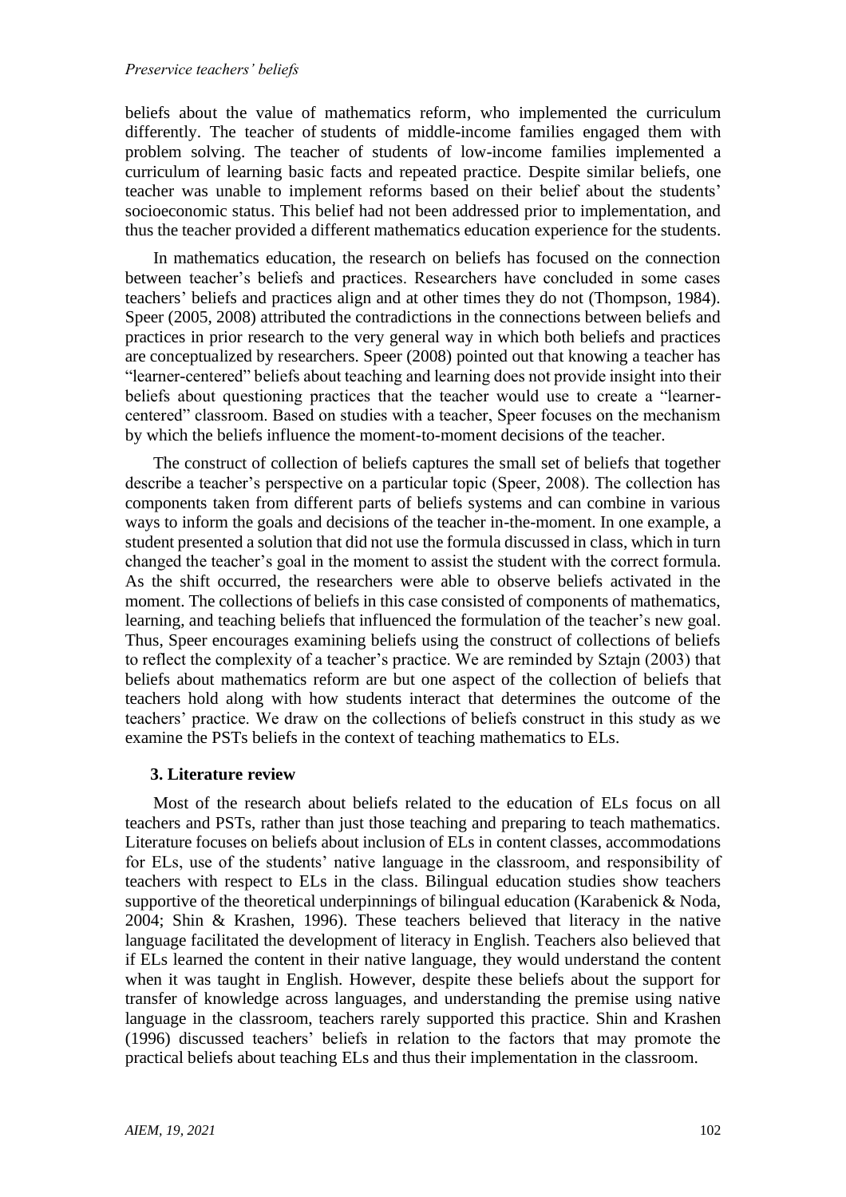beliefs about the value of mathematics reform, who implemented the curriculum differently. The teacher of students of middle-income families engaged them with problem solving. The teacher of students of low-income families implemented a curriculum of learning basic facts and repeated practice. Despite similar beliefs, one teacher was unable to implement reforms based on their belief about the students' socioeconomic status. This belief had not been addressed prior to implementation, and thus the teacher provided a different mathematics education experience for the students.

In mathematics education, the research on beliefs has focused on the connection between teacher's beliefs and practices. Researchers have concluded in some cases teachers' beliefs and practices align and at other times they do not (Thompson, 1984). Speer (2005, 2008) attributed the contradictions in the connections between beliefs and practices in prior research to the very general way in which both beliefs and practices are conceptualized by researchers. Speer (2008) pointed out that knowing a teacher has "learner-centered" beliefs about teaching and learning does not provide insight into their beliefs about questioning practices that the teacher would use to create a "learner-centered" classroom. Based on studies with a teacher, Speer focuses on the mechanism by which the beliefs influence the moment-to-moment decisions of the teacher.

The construct of collection of beliefs captures the small set of beliefs that together describe a teacher's perspective on a particular topic (Speer, 2008). The collection has components taken from different parts of beliefs systems and can combine in various ways to inform the goals and decisions of the teacher in-the-moment. In one example, a student presented a solution that did not use the formula discussed in class, which in turn changed the teacher's goal in the moment to assist the student with the correct formula. As the shift occurred, the researchers were able to observe beliefs activated in the moment. The collections of beliefs in this case consisted of components of mathematics, learning, and teaching beliefs that influenced the formulation of the teacher's new goal. Thus, Speer encourages examining beliefs using the construct of collections of beliefs to reflect the complexity of a teacher's practice. We are reminded by Sztajn (2003) that beliefs about mathematics reform are but one aspect of the collection of beliefs that teachers hold along with how students interact that determines the outcome of the teachers' practice. We draw on the collections of beliefs construct in this study as we examine the PSTs beliefs in the context of teaching mathematics to ELs.

## 3. Literature review

Most of the research about beliefs related to the education of ELs focus on all teachers and PSTs, rather than just those teaching and preparing to teach mathematics. Literature focuses on beliefs about inclusion of ELs in content classes, accommodations for ELs, use of the students' native language in the classroom, and responsibility of teachers with respect to ELs in the class. Bilingual education studies show teachers supportive of the theoretical underpinnings of bilingual education (Karabenick & Noda, 2004; Shin & Krashen, 1996). These teachers believed that literacy in the native language facilitated the development of literacy in English. Teachers also believed that if ELs learned the content in their native language, they would understand the content when it was taught in English. However, despite these beliefs about the support for transfer of knowledge across languages, and understanding the premise using native language in the classroom, teachers rarely supported this practice. Shin and Krashen (1996) discussed teachers' beliefs in relation to the factors that may promote the practical beliefs about teaching ELs and thus their implementation in the classroom.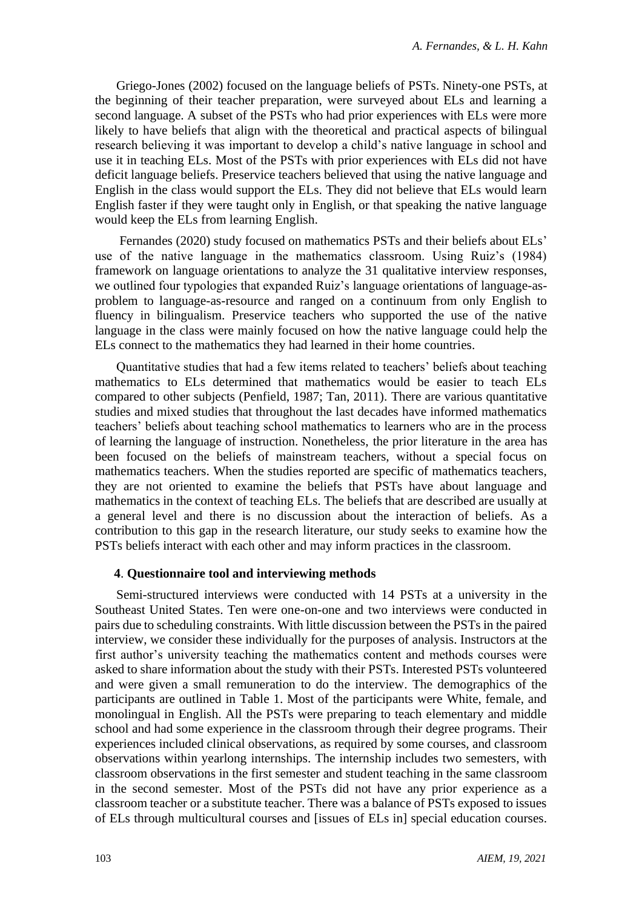Griego-Jones (2002) focused on the language beliefs of PSTs. Ninety-one PSTs, at the beginning of their teacher preparation, were surveyed about ELs and learning a second language. A subset of the PSTs who had prior experiences with ELs were more likely to have beliefs that align with the theoretical and practical aspects of bilingual research believing it was important to develop a child's native language in school and use it in teaching ELs. Most of the PSTs with prior experiences with ELs did not have deficit language beliefs. Preservice teachers believed that using the native language and English in the class would support the ELs. They did not believe that ELs would learn English faster if they were taught only in English, or that speaking the native language would keep the ELs from learning English.

Fernandes (2020) study focused on mathematics PSTs and their beliefs about ELs' use of the native language in the mathematics classroom. Using Ruiz's (1984) framework on language orientations to analyze the 31 qualitative interview responses, we outlined four typologies that expanded Ruiz's language orientations of language-as-problem to language-as-resource and ranged on a continuum from only English to fluency in bilingualism. Preservice teachers who supported the use of the native language in the class were mainly focused on how the native language could help the ELs connect to the mathematics they had learned in their home countries.

Quantitative studies that had a few items related to teachers' beliefs about teaching mathematics to ELs determined that mathematics would be easier to teach ELs compared to other subjects (Penfield, 1987; Tan, 2011). There are various quantitative studies and mixed studies that throughout the last decades have informed mathematics teachers' beliefs about teaching school mathematics to learners who are in the process of learning the language of instruction. Nonetheless, the prior literature in the area has been focused on the beliefs of mainstream teachers, without a special focus on mathematics teachers. When the studies reported are specific of mathematics teachers, they are not oriented to examine the beliefs that PSTs have about language and mathematics in the context of teaching ELs. The beliefs that are described are usually at a general level and there is no discussion about the interaction of beliefs. As a contribution to this gap in the research literature, our study seeks to examine how the PSTs beliefs interact with each other and may inform practices in the classroom.

## 4. Questionnaire tool and interviewing methods

Semi-structured interviews were conducted with 14 PSTs at a university in the Southeast United States. Ten were one-on-one and two interviews were conducted in pairs due to scheduling constraints. With little discussion between the PSTs in the paired interview, we consider these individually for the purposes of analysis. Instructors at the first author's university teaching the mathematics content and methods courses were asked to share information about the study with their PSTs. Interested PSTs volunteered and were given a small remuneration to do the interview. The demographics of the participants are outlined in Table 1. Most of the participants were White, female, and monolingual in English. All the PSTs were preparing to teach elementary and middle school and had some experience in the classroom through their degree programs. Their experiences included clinical observations, as required by some courses, and classroom observations within yearlong internships. The internship includes two semesters, with classroom observations in the first semester and student teaching in the same classroom in the second semester. Most of the PSTs did not have any prior experience as a classroom teacher or a substitute teacher. There was a balance of PSTs exposed to issues of ELs through multicultural courses and [issues of ELs in] special education courses.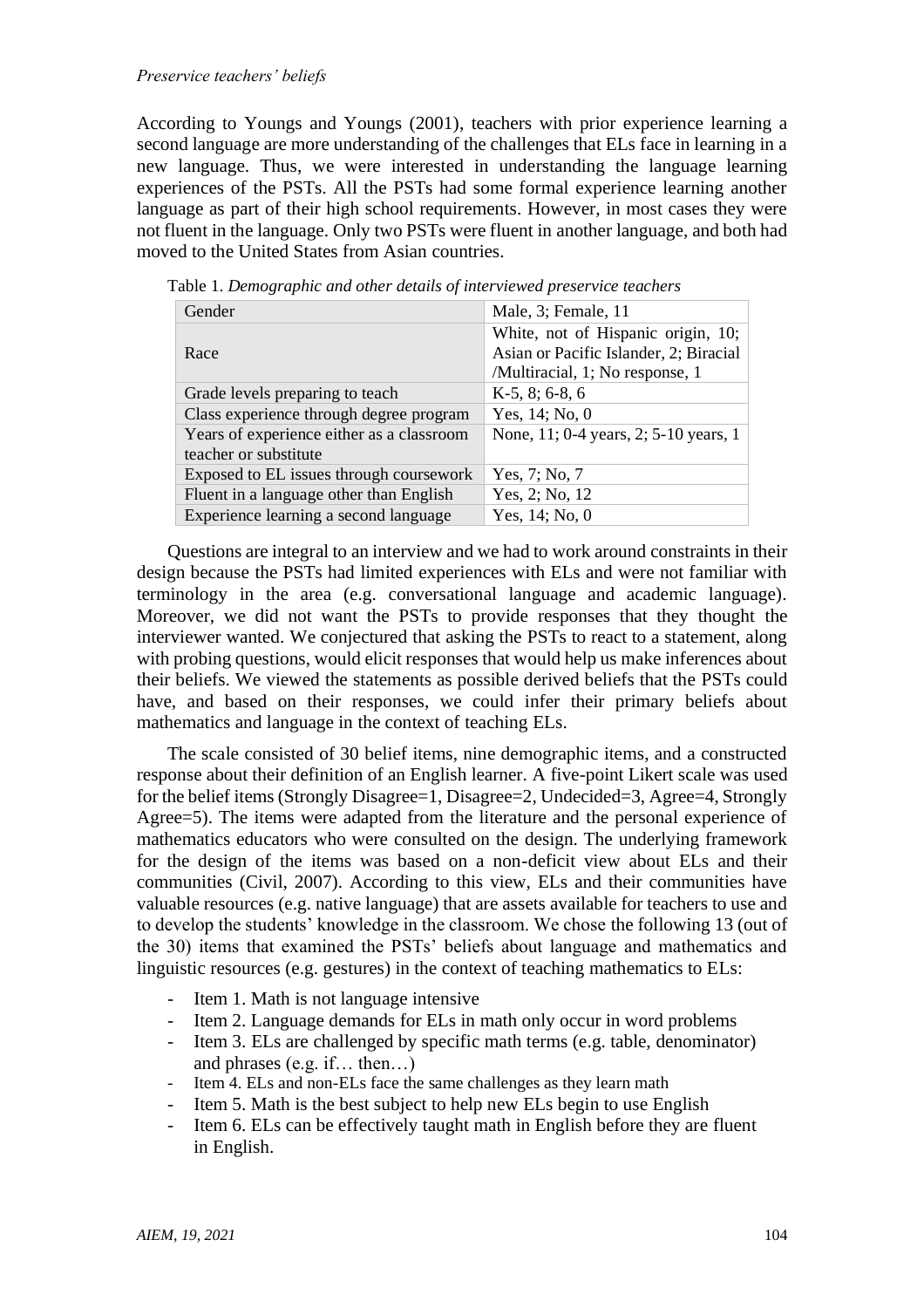According to Youngs and Youngs (2001), teachers with prior experience learning a second language are more understanding of the challenges that ELs face in learning in a new language. Thus, we were interested in understanding the language learning experiences of the PSTs. All the PSTs had some formal experience learning another language as part of their high school requirements. However, in most cases they were not fluent in the language. Only two PSTs were fluent in another language, and both had moved to the United States from Asian countries.

Table 1. *Demographic and other details of interviewed preservice teachers*

| | |
|---|---|
| Gender | Male, 3; Female, 11 |
| Race | White, not of Hispanic origin, 10; Asian or Pacific Islander, 2; Biracial /Multiracial, 1; No response, 1 |
| Grade levels preparing to teach | K-5, 8; 6-8, 6 |
| Class experience through degree program | Yes, 14; No, 0 |
| Years of experience either as a classroom teacher or substitute | None, 11; 0-4 years, 2; 5-10 years, 1 |
| Exposed to EL issues through coursework | Yes, 7; No, 7 |
| Fluent in a language other than English | Yes, 2; No, 12 |
| Experience learning a second language | Yes, 14; No, 0 |

Questions are integral to an interview and we had to work around constraints in their design because the PSTs had limited experiences with ELs and were not familiar with terminology in the area (e.g. conversational language and academic language). Moreover, we did not want the PSTs to provide responses that they thought the interviewer wanted. We conjectured that asking the PSTs to react to a statement, along with probing questions, would elicit responses that would help us make inferences about their beliefs. We viewed the statements as possible derived beliefs that the PSTs could have, and based on their responses, we could infer their primary beliefs about mathematics and language in the context of teaching ELs.

The scale consisted of 30 belief items, nine demographic items, and a constructed response about their definition of an English learner. A five-point Likert scale was used for the belief items (Strongly Disagree=1, Disagree=2, Undecided=3, Agree=4, Strongly Agree=5). The items were adapted from the literature and the personal experience of mathematics educators who were consulted on the design. The underlying framework for the design of the items was based on a non-deficit view about ELs and their communities (Civil, 2007). According to this view, ELs and their communities have valuable resources (e.g. native language) that are assets available for teachers to use and to develop the students' knowledge in the classroom. We chose the following 13 (out of the 30) items that examined the PSTs' beliefs about language and mathematics and linguistic resources (e.g. gestures) in the context of teaching mathematics to ELs:

- Item 1. Math is not language intensive
- Item 2. Language demands for ELs in math only occur in word problems
- Item 3. ELs are challenged by specific math terms (e.g. table, denominator) and phrases (e.g. if… then…)
- Item 4. ELs and non-ELs face the same challenges as they learn math
- Item 5. Math is the best subject to help new ELs begin to use English
- Item 6. ELs can be effectively taught math in English before they are fluent in English.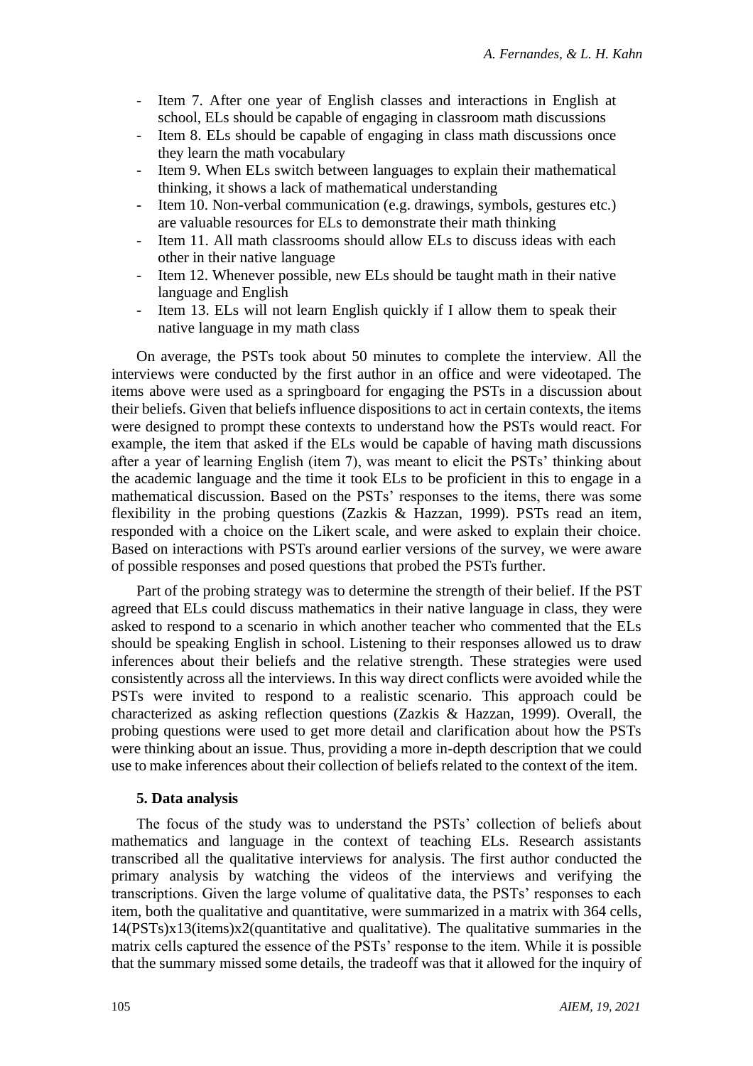- Item 7. After one year of English classes and interactions in English at school, ELs should be capable of engaging in classroom math discussions
- Item 8. ELs should be capable of engaging in class math discussions once they learn the math vocabulary
- Item 9. When ELs switch between languages to explain their mathematical thinking, it shows a lack of mathematical understanding
- Item 10. Non-verbal communication (e.g. drawings, symbols, gestures etc.) are valuable resources for ELs to demonstrate their math thinking
- Item 11. All math classrooms should allow ELs to discuss ideas with each other in their native language
- Item 12. Whenever possible, new ELs should be taught math in their native language and English
- Item 13. ELs will not learn English quickly if I allow them to speak their native language in my math class

On average, the PSTs took about 50 minutes to complete the interview. All the interviews were conducted by the first author in an office and were videotaped. The items above were used as a springboard for engaging the PSTs in a discussion about their beliefs. Given that beliefs influence dispositions to act in certain contexts, the items were designed to prompt these contexts to understand how the PSTs would react. For example, the item that asked if the ELs would be capable of having math discussions after a year of learning English (item 7), was meant to elicit the PSTs' thinking about the academic language and the time it took ELs to be proficient in this to engage in a mathematical discussion. Based on the PSTs' responses to the items, there was some flexibility in the probing questions (Zazkis & Hazzan, 1999). PSTs read an item, responded with a choice on the Likert scale, and were asked to explain their choice. Based on interactions with PSTs around earlier versions of the survey, we were aware of possible responses and posed questions that probed the PSTs further.

Part of the probing strategy was to determine the strength of their belief. If the PST agreed that ELs could discuss mathematics in their native language in class, they were asked to respond to a scenario in which another teacher who commented that the ELs should be speaking English in school. Listening to their responses allowed us to draw inferences about their beliefs and the relative strength. These strategies were used consistently across all the interviews. In this way direct conflicts were avoided while the PSTs were invited to respond to a realistic scenario. This approach could be characterized as asking reflection questions (Zazkis & Hazzan, 1999). Overall, the probing questions were used to get more detail and clarification about how the PSTs were thinking about an issue. Thus, providing a more in-depth description that we could use to make inferences about their collection of beliefs related to the context of the item.

## 5. Data analysis

The focus of the study was to understand the PSTs' collection of beliefs about mathematics and language in the context of teaching ELs. Research assistants transcribed all the qualitative interviews for analysis. The first author conducted the primary analysis by watching the videos of the interviews and verifying the transcriptions. Given the large volume of qualitative data, the PSTs' responses to each item, both the qualitative and quantitative, were summarized in a matrix with 364 cells, 14(PSTs)x13(items)x2(quantitative and qualitative). The qualitative summaries in the matrix cells captured the essence of the PSTs' response to the item. While it is possible that the summary missed some details, the tradeoff was that it allowed for the inquiry of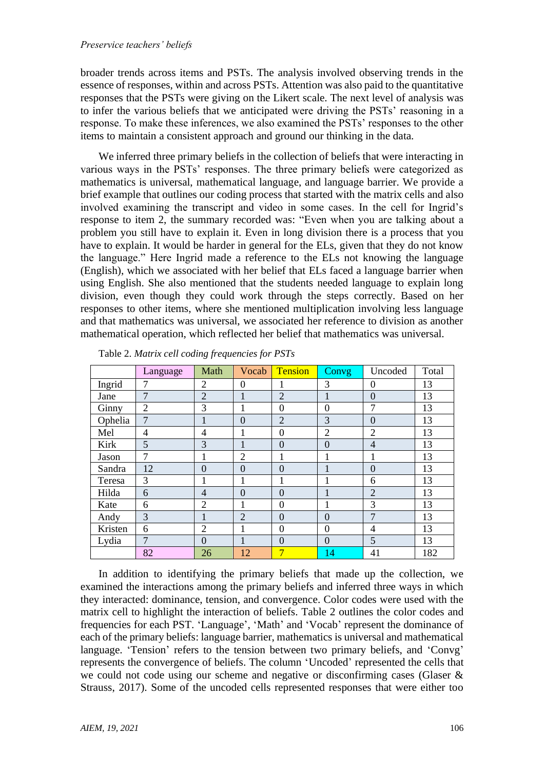broader trends across items and PSTs. The analysis involved observing trends in the essence of responses, within and across PSTs. Attention was also paid to the quantitative responses that the PSTs were giving on the Likert scale. The next level of analysis was to infer the various beliefs that we anticipated were driving the PSTs' reasoning in a response. To make these inferences, we also examined the PSTs' responses to the other items to maintain a consistent approach and ground our thinking in the data.

We inferred three primary beliefs in the collection of beliefs that were interacting in various ways in the PSTs' responses. The three primary beliefs were categorized as mathematics is universal, mathematical language, and language barrier. We provide a brief example that outlines our coding process that started with the matrix cells and also involved examining the transcript and video in some cases. In the cell for Ingrid's response to item 2, the summary recorded was: "Even when you are talking about a problem you still have to explain it. Even in long division there is a process that you have to explain. It would be harder in general for the ELs, given that they do not know the language." Here Ingrid made a reference to the ELs not knowing the language (English), which we associated with her belief that ELs faced a language barrier when using English. She also mentioned that the students needed language to explain long division, even though they could work through the steps correctly. Based on her responses to other items, where she mentioned multiplication involving less language and that mathematics was universal, we associated her reference to division as another mathematical operation, which reflected her belief that mathematics was universal.

Table 2. *Matrix cell coding frequencies for PSTs*

| | Language | Math | Vocab | Tension | Convg | Uncoded | Total |
|---|---|---|---|---|---|---|---|
| Ingrid | 7 | 2 | 0 | 1 | 3 | 0 | 13 |
| Jane | 7 | 2 | 1 | 2 | 1 | 0 | 13 |
| Ginny | 2 | 3 | 1 | 0 | 0 | 7 | 13 |
| Ophelia | 7 | 1 | 0 | 2 | 3 | 0 | 13 |
| Mel | 4 | 4 | 1 | 0 | 2 | 2 | 13 |
| Kirk | 5 | 3 | 1 | 0 | 0 | 4 | 13 |
| Jason | 7 | 1 | 2 | 1 | 1 | 1 | 13 |
| Sandra | 12 | 0 | 0 | 0 | 1 | 0 | 13 |
| Teresa | 3 | 1 | 1 | 1 | 1 | 6 | 13 |
| Hilda | 6 | 4 | 0 | 0 | 1 | 2 | 13 |
| Kate | 6 | 2 | 1 | 0 | 1 | 3 | 13 |
| Andy | 3 | 1 | 2 | 0 | 0 | 7 | 13 |
| Kristen | 6 | 2 | 1 | 0 | 0 | 4 | 13 |
| Lydia | 7 | 0 | 1 | 0 | 0 | 5 | 13 |
| | 82 | 26 | 12 | 7 | 14 | 41 | 182 |

In addition to identifying the primary beliefs that made up the collection, we examined the interactions among the primary beliefs and inferred three ways in which they interacted: dominance, tension, and convergence. Color codes were used with the matrix cell to highlight the interaction of beliefs. Table 2 outlines the color codes and frequencies for each PST. 'Language', 'Math' and 'Vocab' represent the dominance of each of the primary beliefs: language barrier, mathematics is universal and mathematical language. 'Tension' refers to the tension between two primary beliefs, and 'Convg' represents the convergence of beliefs. The column 'Uncoded' represented the cells that we could not code using our scheme and negative or disconfirming cases (Glaser & Strauss, 2017). Some of the uncoded cells represented responses that were either too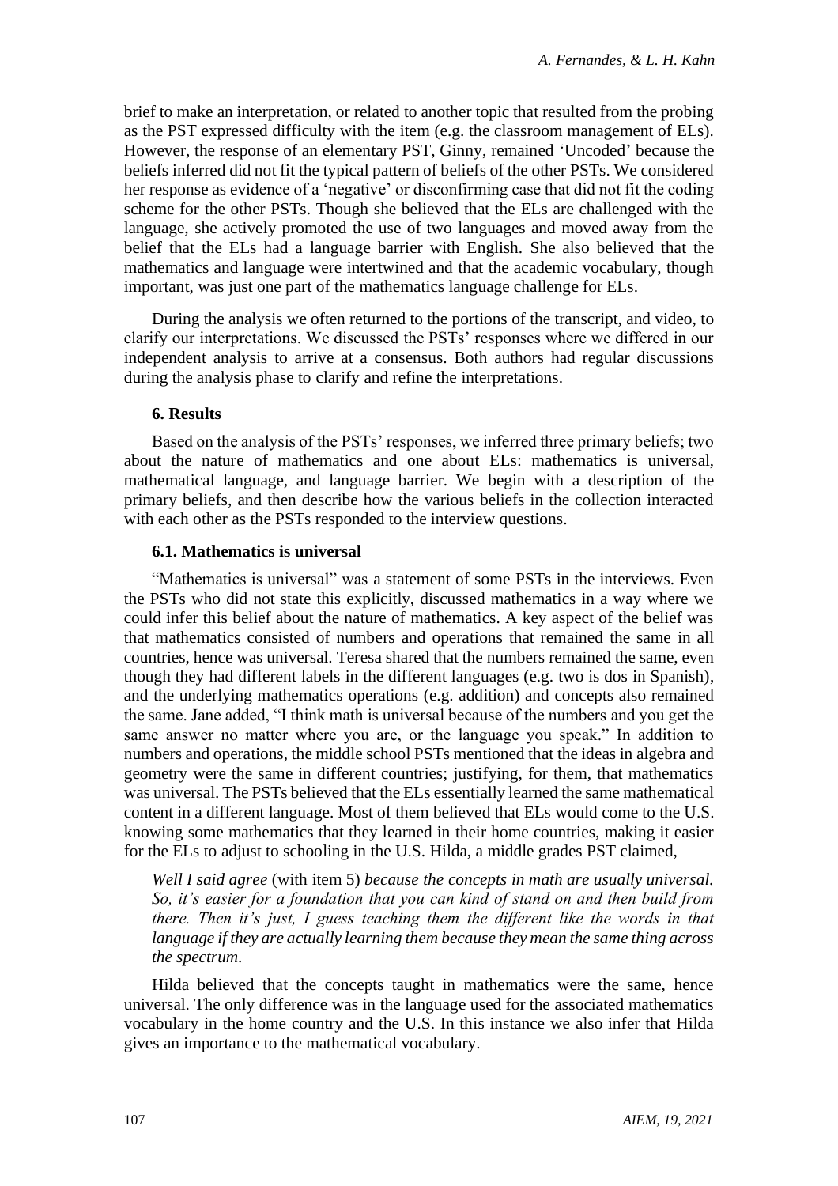brief to make an interpretation, or related to another topic that resulted from the probing as the PST expressed difficulty with the item (e.g. the classroom management of ELs). However, the response of an elementary PST, Ginny, remained 'Uncoded' because the beliefs inferred did not fit the typical pattern of beliefs of the other PSTs. We considered her response as evidence of a 'negative' or disconfirming case that did not fit the coding scheme for the other PSTs. Though she believed that the ELs are challenged with the language, she actively promoted the use of two languages and moved away from the belief that the ELs had a language barrier with English. She also believed that the mathematics and language were intertwined and that the academic vocabulary, though important, was just one part of the mathematics language challenge for ELs.

During the analysis we often returned to the portions of the transcript, and video, to clarify our interpretations. We discussed the PSTs' responses where we differed in our independent analysis to arrive at a consensus. Both authors had regular discussions during the analysis phase to clarify and refine the interpretations.

## 6. Results

Based on the analysis of the PSTs' responses, we inferred three primary beliefs; two about the nature of mathematics and one about ELs: mathematics is universal, mathematical language, and language barrier. We begin with a description of the primary beliefs, and then describe how the various beliefs in the collection interacted with each other as the PSTs responded to the interview questions.

### 6.1. Mathematics is universal

"Mathematics is universal" was a statement of some PSTs in the interviews. Even the PSTs who did not state this explicitly, discussed mathematics in a way where we could infer this belief about the nature of mathematics. A key aspect of the belief was that mathematics consisted of numbers and operations that remained the same in all countries, hence was universal. Teresa shared that the numbers remained the same, even though they had different labels in the different languages (e.g. two is dos in Spanish), and the underlying mathematics operations (e.g. addition) and concepts also remained the same. Jane added, "I think math is universal because of the numbers and you get the same answer no matter where you are, or the language you speak." In addition to numbers and operations, the middle school PSTs mentioned that the ideas in algebra and geometry were the same in different countries; justifying, for them, that mathematics was universal. The PSTs believed that the ELs essentially learned the same mathematical content in a different language. Most of them believed that ELs would come to the U.S. knowing some mathematics that they learned in their home countries, making it easier for the ELs to adjust to schooling in the U.S. Hilda, a middle grades PST claimed,

> *Well I said agree* (with item 5) *because the concepts in math are usually universal. So, it's easier for a foundation that you can kind of stand on and then build from there. Then it's just, I guess teaching them the different like the words in that language if they are actually learning them because they mean the same thing across the spectrum.*

Hilda believed that the concepts taught in mathematics were the same, hence universal. The only difference was in the language used for the associated mathematics vocabulary in the home country and the U.S. In this instance we also infer that Hilda gives an importance to the mathematical vocabulary.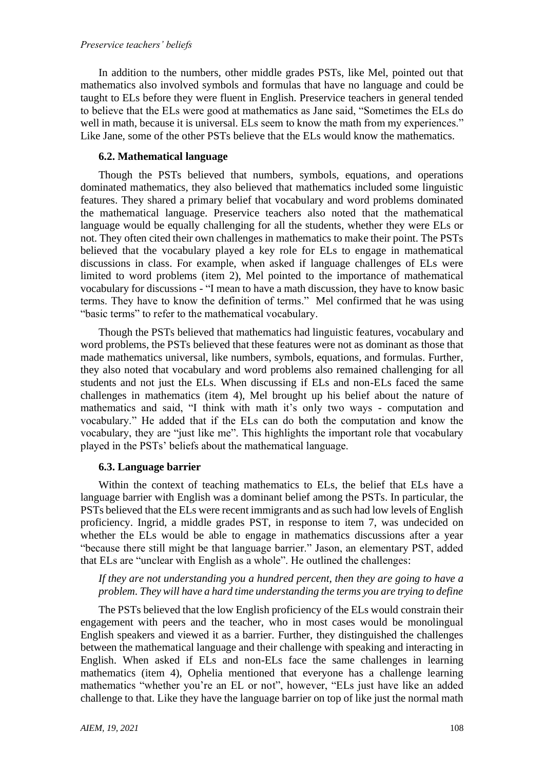In addition to the numbers, other middle grades PSTs, like Mel, pointed out that mathematics also involved symbols and formulas that have no language and could be taught to ELs before they were fluent in English. Preservice teachers in general tended to believe that the ELs were good at mathematics as Jane said, "Sometimes the ELs do well in math, because it is universal. ELs seem to know the math from my experiences." Like Jane, some of the other PSTs believe that the ELs would know the mathematics.

### 6.2. Mathematical language

Though the PSTs believed that numbers, symbols, equations, and operations dominated mathematics, they also believed that mathematics included some linguistic features. They shared a primary belief that vocabulary and word problems dominated the mathematical language. Preservice teachers also noted that the mathematical language would be equally challenging for all the students, whether they were ELs or not. They often cited their own challenges in mathematics to make their point. The PSTs believed that the vocabulary played a key role for ELs to engage in mathematical discussions in class. For example, when asked if language challenges of ELs were limited to word problems (item 2), Mel pointed to the importance of mathematical vocabulary for discussions - "I mean to have a math discussion, they have to know basic terms. They have to know the definition of terms." Mel confirmed that he was using "basic terms" to refer to the mathematical vocabulary.

Though the PSTs believed that mathematics had linguistic features, vocabulary and word problems, the PSTs believed that these features were not as dominant as those that made mathematics universal, like numbers, symbols, equations, and formulas. Further, they also noted that vocabulary and word problems also remained challenging for all students and not just the ELs. When discussing if ELs and non-ELs faced the same challenges in mathematics (item 4), Mel brought up his belief about the nature of mathematics and said, "I think with math it's only two ways - computation and vocabulary." He added that if the ELs can do both the computation and know the vocabulary, they are "just like me". This highlights the important role that vocabulary played in the PSTs' beliefs about the mathematical language.

### 6.3. Language barrier

Within the context of teaching mathematics to ELs, the belief that ELs have a language barrier with English was a dominant belief among the PSTs. In particular, the PSTs believed that the ELs were recent immigrants and as such had low levels of English proficiency. Ingrid, a middle grades PST, in response to item 7, was undecided on whether the ELs would be able to engage in mathematics discussions after a year "because there still might be that language barrier." Jason, an elementary PST, added that ELs are "unclear with English as a whole". He outlined the challenges:

*If they are not understanding you a hundred percent, then they are going to have a problem. They will have a hard time understanding the terms you are trying to define*

The PSTs believed that the low English proficiency of the ELs would constrain their engagement with peers and the teacher, who in most cases would be monolingual English speakers and viewed it as a barrier. Further, they distinguished the challenges between the mathematical language and their challenge with speaking and interacting in English. When asked if ELs and non-ELs face the same challenges in learning mathematics (item 4), Ophelia mentioned that everyone has a challenge learning mathematics "whether you're an EL or not", however, "ELs just have like an added challenge to that. Like they have the language barrier on top of like just the normal math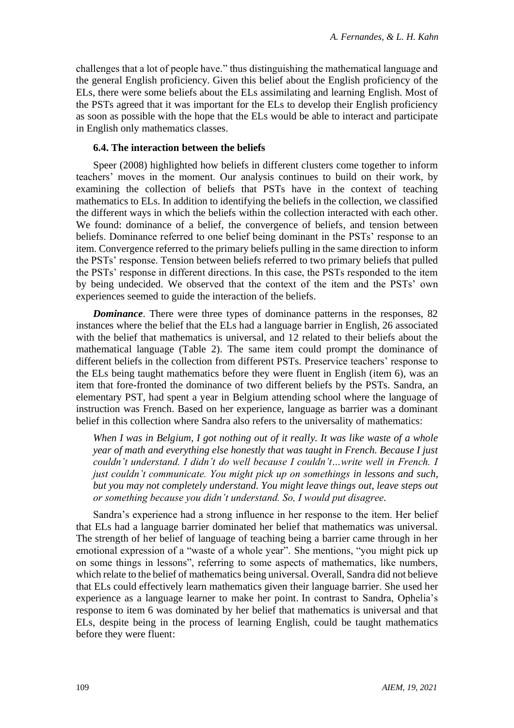challenges that a lot of people have." thus distinguishing the mathematical language and the general English proficiency. Given this belief about the English proficiency of the ELs, there were some beliefs about the ELs assimilating and learning English. Most of the PSTs agreed that it was important for the ELs to develop their English proficiency as soon as possible with the hope that the ELs would be able to interact and participate in English only mathematics classes.

### 6.4. The interaction between the beliefs

Speer (2008) highlighted how beliefs in different clusters come together to inform teachers' moves in the moment. Our analysis continues to build on their work, by examining the collection of beliefs that PSTs have in the context of teaching mathematics to ELs. In addition to identifying the beliefs in the collection, we classified the different ways in which the beliefs within the collection interacted with each other. We found: dominance of a belief, the convergence of beliefs, and tension between beliefs. Dominance referred to one belief being dominant in the PSTs' response to an item. Convergence referred to the primary beliefs pulling in the same direction to inform the PSTs' response. Tension between beliefs referred to two primary beliefs that pulled the PSTs' response in different directions. In this case, the PSTs responded to the item by being undecided. We observed that the context of the item and the PSTs' own experiences seemed to guide the interaction of the beliefs.

***Dominance***. There were three types of dominance patterns in the responses, 82 instances where the belief that the ELs had a language barrier in English, 26 associated with the belief that mathematics is universal, and 12 related to their beliefs about the mathematical language (Table 2). The same item could prompt the dominance of different beliefs in the collection from different PSTs. Preservice teachers' response to the ELs being taught mathematics before they were fluent in English (item 6), was an item that fore-fronted the dominance of two different beliefs by the PSTs. Sandra, an elementary PST, had spent a year in Belgium attending school where the language of instruction was French. Based on her experience, language as barrier was a dominant belief in this collection where Sandra also refers to the universality of mathematics:

> *When I was in Belgium, I got nothing out of it really. It was like waste of a whole year of math and everything else honestly that was taught in French. Because I just couldn't understand. I didn't do well because I couldn't…write well in French. I just couldn't communicate. You might pick up on somethings in lessons and such, but you may not completely understand. You might leave things out, leave steps out or something because you didn't understand. So, I would put disagree.*

Sandra's experience had a strong influence in her response to the item. Her belief that ELs had a language barrier dominated her belief that mathematics was universal. The strength of her belief of language of teaching being a barrier came through in her emotional expression of a "waste of a whole year". She mentions, "you might pick up on some things in lessons", referring to some aspects of mathematics, like numbers, which relate to the belief of mathematics being universal. Overall, Sandra did not believe that ELs could effectively learn mathematics given their language barrier. She used her experience as a language learner to make her point. In contrast to Sandra, Ophelia's response to item 6 was dominated by her belief that mathematics is universal and that ELs, despite being in the process of learning English, could be taught mathematics before they were fluent: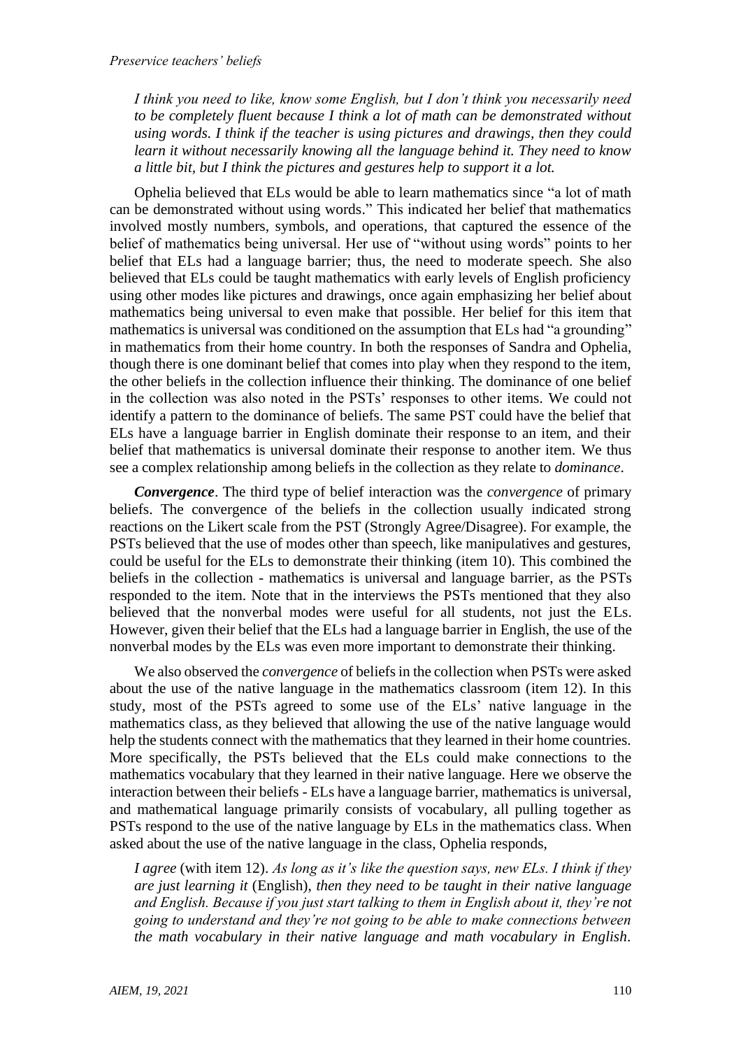*I think you need to like, know some English, but I don't think you necessarily need to be completely fluent because I think a lot of math can be demonstrated without using words. I think if the teacher is using pictures and drawings, then they could learn it without necessarily knowing all the language behind it. They need to know a little bit, but I think the pictures and gestures help to support it a lot.*

Ophelia believed that ELs would be able to learn mathematics since "a lot of math can be demonstrated without using words." This indicated her belief that mathematics involved mostly numbers, symbols, and operations, that captured the essence of the belief of mathematics being universal. Her use of "without using words" points to her belief that ELs had a language barrier; thus, the need to moderate speech. She also believed that ELs could be taught mathematics with early levels of English proficiency using other modes like pictures and drawings, once again emphasizing her belief about mathematics being universal to even make that possible. Her belief for this item that mathematics is universal was conditioned on the assumption that ELs had "a grounding" in mathematics from their home country. In both the responses of Sandra and Ophelia, though there is one dominant belief that comes into play when they respond to the item, the other beliefs in the collection influence their thinking. The dominance of one belief in the collection was also noted in the PSTs' responses to other items. We could not identify a pattern to the dominance of beliefs. The same PST could have the belief that ELs have a language barrier in English dominate their response to an item, and their belief that mathematics is universal dominate their response to another item. We thus see a complex relationship among beliefs in the collection as they relate to *dominance*.

***Convergence***. The third type of belief interaction was the *convergence* of primary beliefs. The convergence of the beliefs in the collection usually indicated strong reactions on the Likert scale from the PST (Strongly Agree/Disagree). For example, the PSTs believed that the use of modes other than speech, like manipulatives and gestures, could be useful for the ELs to demonstrate their thinking (item 10). This combined the beliefs in the collection - mathematics is universal and language barrier, as the PSTs responded to the item. Note that in the interviews the PSTs mentioned that they also believed that the nonverbal modes were useful for all students, not just the ELs. However, given their belief that the ELs had a language barrier in English, the use of the nonverbal modes by the ELs was even more important to demonstrate their thinking.

We also observed the *convergence* of beliefs in the collection when PSTs were asked about the use of the native language in the mathematics classroom (item 12). In this study, most of the PSTs agreed to some use of the ELs' native language in the mathematics class, as they believed that allowing the use of the native language would help the students connect with the mathematics that they learned in their home countries. More specifically, the PSTs believed that the ELs could make connections to the mathematics vocabulary that they learned in their native language. Here we observe the interaction between their beliefs - ELs have a language barrier, mathematics is universal, and mathematical language primarily consists of vocabulary, all pulling together as PSTs respond to the use of the native language by ELs in the mathematics class. When asked about the use of the native language in the class, Ophelia responds,

*I agree* (with item 12). *As long as it's like the question says, new ELs. I think if they are just learning it* (English), *then they need to be taught in their native language and English. Because if you just start talking to them in English about it, they're not going to understand and they're not going to be able to make connections between the math vocabulary in their native language and math vocabulary in English.*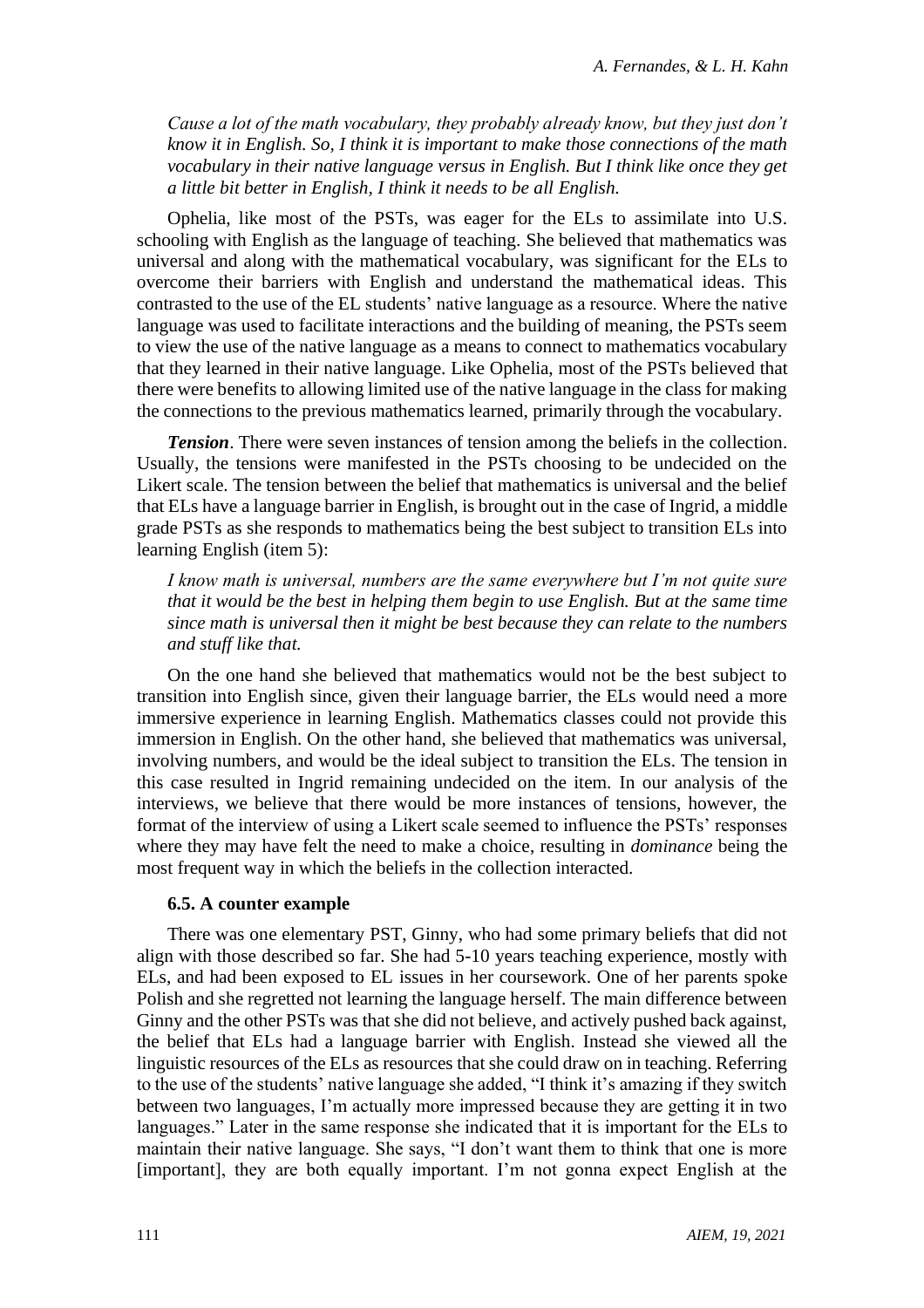*Cause a lot of the math vocabulary, they probably already know, but they just don't know it in English. So, I think it is important to make those connections of the math vocabulary in their native language versus in English. But I think like once they get a little bit better in English, I think it needs to be all English.*

Ophelia, like most of the PSTs, was eager for the ELs to assimilate into U.S. schooling with English as the language of teaching. She believed that mathematics was universal and along with the mathematical vocabulary, was significant for the ELs to overcome their barriers with English and understand the mathematical ideas. This contrasted to the use of the EL students' native language as a resource. Where the native language was used to facilitate interactions and the building of meaning, the PSTs seem to view the use of the native language as a means to connect to mathematics vocabulary that they learned in their native language. Like Ophelia, most of the PSTs believed that there were benefits to allowing limited use of the native language in the class for making the connections to the previous mathematics learned, primarily through the vocabulary.

***Tension***. There were seven instances of tension among the beliefs in the collection. Usually, the tensions were manifested in the PSTs choosing to be undecided on the Likert scale. The tension between the belief that mathematics is universal and the belief that ELs have a language barrier in English, is brought out in the case of Ingrid, a middle grade PSTs as she responds to mathematics being the best subject to transition ELs into learning English (item 5):

*I know math is universal, numbers are the same everywhere but I'm not quite sure that it would be the best in helping them begin to use English. But at the same time since math is universal then it might be best because they can relate to the numbers and stuff like that.*

On the one hand she believed that mathematics would not be the best subject to transition into English since, given their language barrier, the ELs would need a more immersive experience in learning English. Mathematics classes could not provide this immersion in English. On the other hand, she believed that mathematics was universal, involving numbers, and would be the ideal subject to transition the ELs. The tension in this case resulted in Ingrid remaining undecided on the item. In our analysis of the interviews, we believe that there would be more instances of tensions, however, the format of the interview of using a Likert scale seemed to influence the PSTs' responses where they may have felt the need to make a choice, resulting in *dominance* being the most frequent way in which the beliefs in the collection interacted.

### 6.5. A counter example

There was one elementary PST, Ginny, who had some primary beliefs that did not align with those described so far. She had 5-10 years teaching experience, mostly with ELs, and had been exposed to EL issues in her coursework. One of her parents spoke Polish and she regretted not learning the language herself. The main difference between Ginny and the other PSTs was that she did not believe, and actively pushed back against, the belief that ELs had a language barrier with English. Instead she viewed all the linguistic resources of the ELs as resources that she could draw on in teaching. Referring to the use of the students' native language she added, "I think it's amazing if they switch between two languages, I'm actually more impressed because they are getting it in two languages." Later in the same response she indicated that it is important for the ELs to maintain their native language. She says, "I don't want them to think that one is more [important], they are both equally important. I'm not gonna expect English at the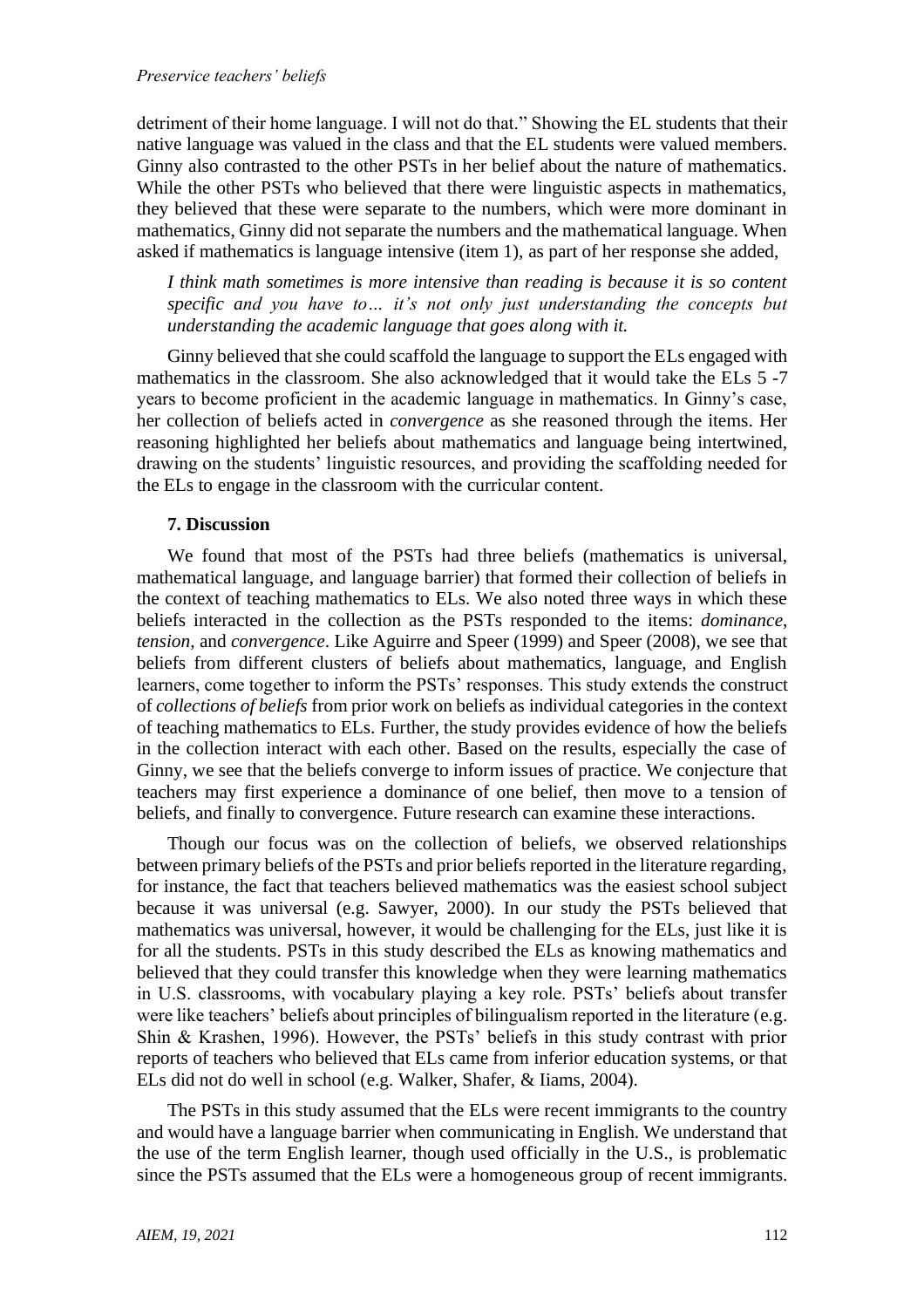detriment of their home language. I will not do that." Showing the EL students that their native language was valued in the class and that the EL students were valued members. Ginny also contrasted to the other PSTs in her belief about the nature of mathematics. While the other PSTs who believed that there were linguistic aspects in mathematics, they believed that these were separate to the numbers, which were more dominant in mathematics, Ginny did not separate the numbers and the mathematical language. When asked if mathematics is language intensive (item 1), as part of her response she added,

> *I think math sometimes is more intensive than reading is because it is so content specific and you have to… it's not only just understanding the concepts but understanding the academic language that goes along with it.*

Ginny believed that she could scaffold the language to support the ELs engaged with mathematics in the classroom. She also acknowledged that it would take the ELs 5 -7 years to become proficient in the academic language in mathematics. In Ginny's case, her collection of beliefs acted in *convergence* as she reasoned through the items. Her reasoning highlighted her beliefs about mathematics and language being intertwined, drawing on the students' linguistic resources, and providing the scaffolding needed for the ELs to engage in the classroom with the curricular content.

## 7. Discussion

We found that most of the PSTs had three beliefs (mathematics is universal, mathematical language, and language barrier) that formed their collection of beliefs in the context of teaching mathematics to ELs. We also noted three ways in which these beliefs interacted in the collection as the PSTs responded to the items: *dominance*, *tension*, and *convergence*. Like Aguirre and Speer (1999) and Speer (2008), we see that beliefs from different clusters of beliefs about mathematics, language, and English learners, come together to inform the PSTs' responses. This study extends the construct of *collections of beliefs* from prior work on beliefs as individual categories in the context of teaching mathematics to ELs. Further, the study provides evidence of how the beliefs in the collection interact with each other. Based on the results, especially the case of Ginny, we see that the beliefs converge to inform issues of practice. We conjecture that teachers may first experience a dominance of one belief, then move to a tension of beliefs, and finally to convergence. Future research can examine these interactions.

Though our focus was on the collection of beliefs, we observed relationships between primary beliefs of the PSTs and prior beliefs reported in the literature regarding, for instance, the fact that teachers believed mathematics was the easiest school subject because it was universal (e.g. Sawyer, 2000). In our study the PSTs believed that mathematics was universal, however, it would be challenging for the ELs, just like it is for all the students. PSTs in this study described the ELs as knowing mathematics and believed that they could transfer this knowledge when they were learning mathematics in U.S. classrooms, with vocabulary playing a key role. PSTs' beliefs about transfer were like teachers' beliefs about principles of bilingualism reported in the literature (e.g. Shin & Krashen, 1996). However, the PSTs' beliefs in this study contrast with prior reports of teachers who believed that ELs came from inferior education systems, or that ELs did not do well in school (e.g. Walker, Shafer, & Iiams, 2004).

The PSTs in this study assumed that the ELs were recent immigrants to the country and would have a language barrier when communicating in English. We understand that the use of the term English learner, though used officially in the U.S., is problematic since the PSTs assumed that the ELs were a homogeneous group of recent immigrants.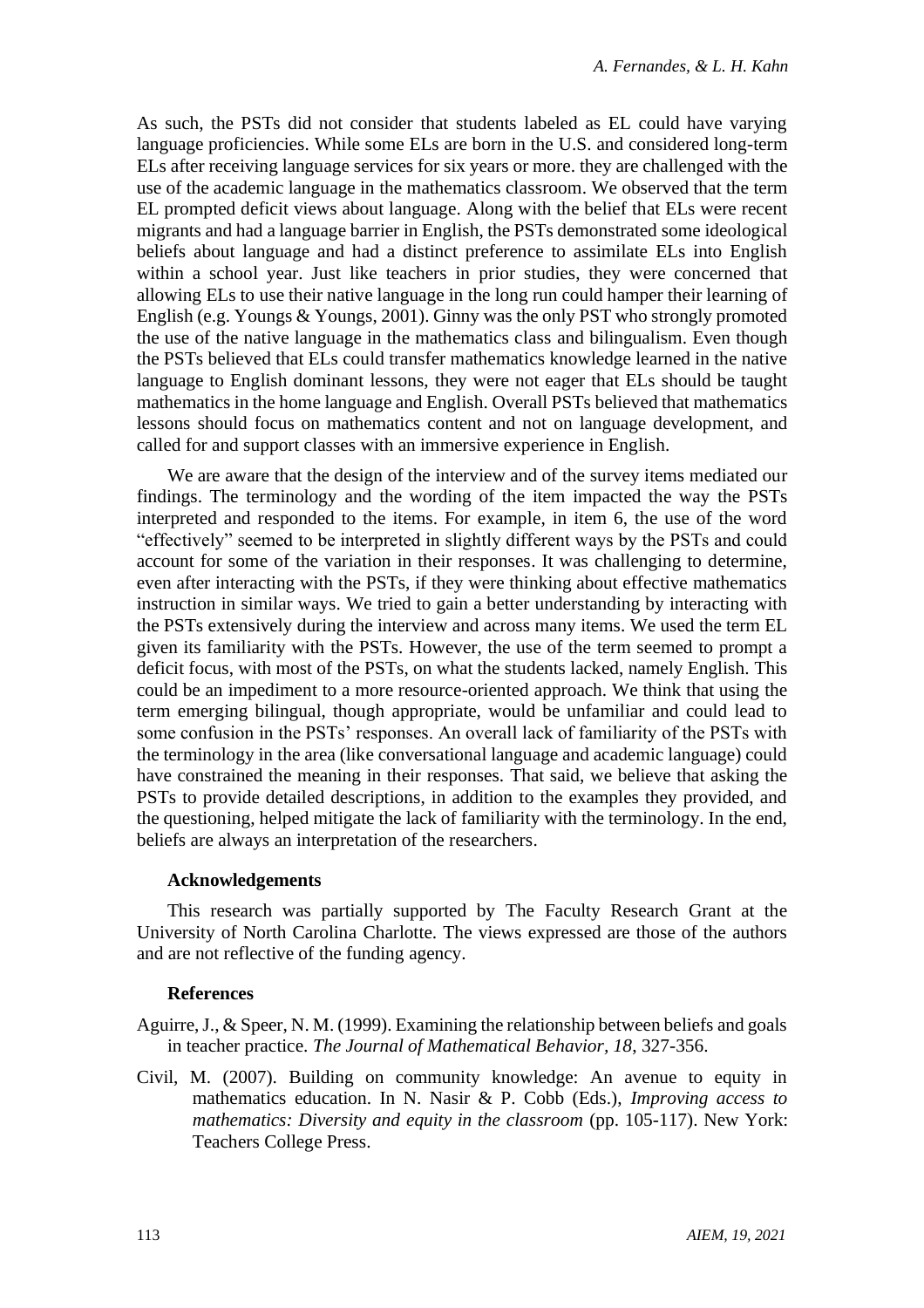As such, the PSTs did not consider that students labeled as EL could have varying language proficiencies. While some ELs are born in the U.S. and considered long-term ELs after receiving language services for six years or more. they are challenged with the use of the academic language in the mathematics classroom. We observed that the term EL prompted deficit views about language. Along with the belief that ELs were recent migrants and had a language barrier in English, the PSTs demonstrated some ideological beliefs about language and had a distinct preference to assimilate ELs into English within a school year. Just like teachers in prior studies, they were concerned that allowing ELs to use their native language in the long run could hamper their learning of English (e.g. Youngs & Youngs, 2001). Ginny was the only PST who strongly promoted the use of the native language in the mathematics class and bilingualism. Even though the PSTs believed that ELs could transfer mathematics knowledge learned in the native language to English dominant lessons, they were not eager that ELs should be taught mathematics in the home language and English. Overall PSTs believed that mathematics lessons should focus on mathematics content and not on language development, and called for and support classes with an immersive experience in English.

We are aware that the design of the interview and of the survey items mediated our findings. The terminology and the wording of the item impacted the way the PSTs interpreted and responded to the items. For example, in item 6, the use of the word "effectively" seemed to be interpreted in slightly different ways by the PSTs and could account for some of the variation in their responses. It was challenging to determine, even after interacting with the PSTs, if they were thinking about effective mathematics instruction in similar ways. We tried to gain a better understanding by interacting with the PSTs extensively during the interview and across many items. We used the term EL given its familiarity with the PSTs. However, the use of the term seemed to prompt a deficit focus, with most of the PSTs, on what the students lacked, namely English. This could be an impediment to a more resource-oriented approach. We think that using the term emerging bilingual, though appropriate, would be unfamiliar and could lead to some confusion in the PSTs' responses. An overall lack of familiarity of the PSTs with the terminology in the area (like conversational language and academic language) could have constrained the meaning in their responses. That said, we believe that asking the PSTs to provide detailed descriptions, in addition to the examples they provided, and the questioning, helped mitigate the lack of familiarity with the terminology. In the end, beliefs are always an interpretation of the researchers.

### Acknowledgements

This research was partially supported by The Faculty Research Grant at the University of North Carolina Charlotte. The views expressed are those of the authors and are not reflective of the funding agency.

### References

Aguirre, J., & Speer, N. M. (1999). Examining the relationship between beliefs and goals in teacher practice. *The Journal of Mathematical Behavior, 18*, 327-356.

Civil, M. (2007). Building on community knowledge: An avenue to equity in mathematics education. In N. Nasir & P. Cobb (Eds.), *Improving access to mathematics: Diversity and equity in the classroom* (pp. 105-117). New York: Teachers College Press.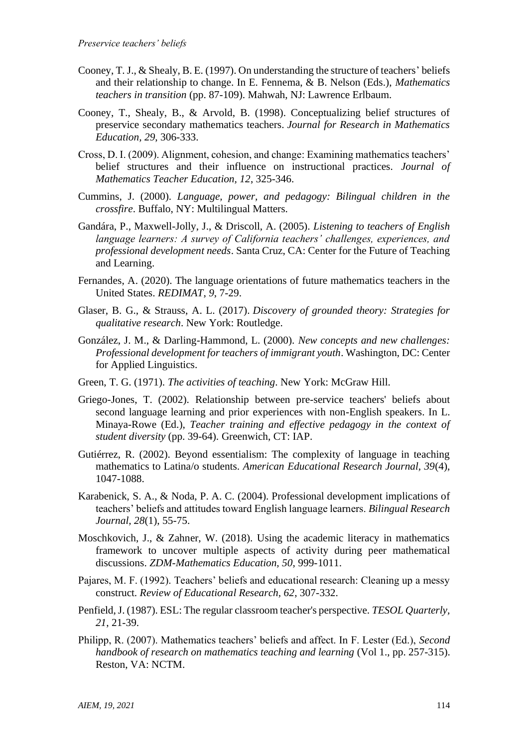Cooney, T. J., & Shealy, B. E. (1997). On understanding the structure of teachers' beliefs and their relationship to change. In E. Fennema, & B. Nelson (Eds.), *Mathematics teachers in transition* (pp. 87-109). Mahwah, NJ: Lawrence Erlbaum.

Cooney, T., Shealy, B., & Arvold, B. (1998). Conceptualizing belief structures of preservice secondary mathematics teachers. *Journal for Research in Mathematics Education*, *29*, 306-333.

Cross, D. I. (2009). Alignment, cohesion, and change: Examining mathematics teachers' belief structures and their influence on instructional practices. *Journal of Mathematics Teacher Education*, *12*, 325-346.

Cummins, J. (2000). *Language, power, and pedagogy: Bilingual children in the crossfire*. Buffalo, NY: Multilingual Matters.

Gandára, P., Maxwell-Jolly, J., & Driscoll, A. (2005). *Listening to teachers of English language learners: A survey of California teachers' challenges, experiences, and professional development needs*. Santa Cruz, CA: Center for the Future of Teaching and Learning.

Fernandes, A. (2020). The language orientations of future mathematics teachers in the United States. *REDIMAT*, *9*, 7-29.

Glaser, B. G., & Strauss, A. L. (2017). *Discovery of grounded theory: Strategies for qualitative research*. New York: Routledge.

González, J. M., & Darling-Hammond, L. (2000). *New concepts and new challenges: Professional development for teachers of immigrant youth*. Washington, DC: Center for Applied Linguistics.

Green, T. G. (1971). *The activities of teaching*. New York: McGraw Hill.

Griego-Jones, T. (2002). Relationship between pre-service teachers' beliefs about second language learning and prior experiences with non-English speakers. In L. Minaya-Rowe (Ed.), *Teacher training and effective pedagogy in the context of student diversity* (pp. 39-64). Greenwich, CT: IAP.

Gutiérrez, R. (2002). Beyond essentialism: The complexity of language in teaching mathematics to Latina/o students. *American Educational Research Journal*, *39*(4), 1047-1088.

Karabenick, S. A., & Noda, P. A. C. (2004). Professional development implications of teachers' beliefs and attitudes toward English language learners. *Bilingual Research Journal, 28*(1), 55-75.

Moschkovich, J., & Zahner, W. (2018). Using the academic literacy in mathematics framework to uncover multiple aspects of activity during peer mathematical discussions. *ZDM-Mathematics Education, 50*, 999-1011.

Pajares, M. F. (1992). Teachers' beliefs and educational research: Cleaning up a messy construct. *Review of Educational Research, 62*, 307-332.

Penfield, J. (1987). ESL: The regular classroom teacher's perspective. *TESOL Quarterly*, *21*, 21-39.

Philipp, R. (2007). Mathematics teachers' beliefs and affect. In F. Lester (Ed.), *Second handbook of research on mathematics teaching and learning* (Vol 1., pp. 257-315). Reston, VA: NCTM.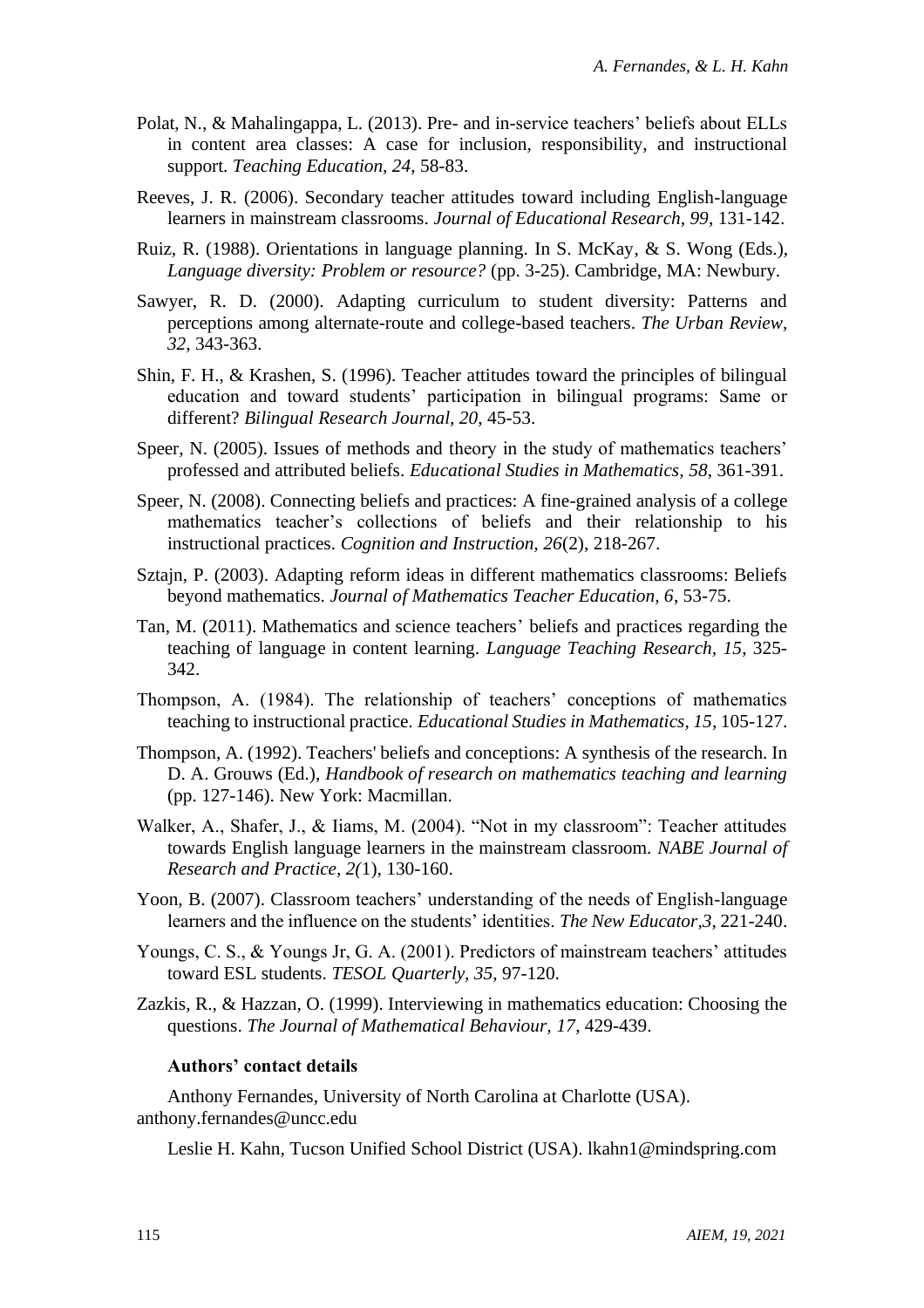Polat, N., & Mahalingappa, L. (2013). Pre- and in-service teachers' beliefs about ELLs in content area classes: A case for inclusion, responsibility, and instructional support. *Teaching Education, 24*, 58-83.

Reeves, J. R. (2006). Secondary teacher attitudes toward including English-language learners in mainstream classrooms. *Journal of Educational Research, 99*, 131-142.

Ruiz, R. (1988). Orientations in language planning. In S. McKay, & S. Wong (Eds.), *Language diversity: Problem or resource?* (pp. 3-25). Cambridge, MA: Newbury.

Sawyer, R. D. (2000). Adapting curriculum to student diversity: Patterns and perceptions among alternate-route and college-based teachers. *The Urban Review, 32*, 343-363.

Shin, F. H., & Krashen, S. (1996). Teacher attitudes toward the principles of bilingual education and toward students' participation in bilingual programs: Same or different? *Bilingual Research Journal, 20*, 45-53.

Speer, N. (2005). Issues of methods and theory in the study of mathematics teachers' professed and attributed beliefs. *Educational Studies in Mathematics, 58*, 361-391.

Speer, N. (2008). Connecting beliefs and practices: A fine-grained analysis of a college mathematics teacher's collections of beliefs and their relationship to his instructional practices. *Cognition and Instruction, 26*(2), 218-267.

Sztajn, P. (2003). Adapting reform ideas in different mathematics classrooms: Beliefs beyond mathematics. *Journal of Mathematics Teacher Education, 6*, 53-75.

Tan, M. (2011). Mathematics and science teachers' beliefs and practices regarding the teaching of language in content learning. *Language Teaching Research, 15*, 325-342.

Thompson, A. (1984). The relationship of teachers' conceptions of mathematics teaching to instructional practice. *Educational Studies in Mathematics, 15*, 105-127.

Thompson, A. (1992). Teachers' beliefs and conceptions: A synthesis of the research. In D. A. Grouws (Ed.), *Handbook of research on mathematics teaching and learning* (pp. 127-146). New York: Macmillan.

Walker, A., Shafer, J., & Iiams, M. (2004). "Not in my classroom": Teacher attitudes towards English language learners in the mainstream classroom. *NABE Journal of Research and Practice, 2(*1), 130-160.

Yoon, B. (2007). Classroom teachers' understanding of the needs of English-language learners and the influence on the students' identities. *The New Educator,3*, 221-240.

Youngs, C. S., & Youngs Jr, G. A. (2001). Predictors of mainstream teachers' attitudes toward ESL students. *TESOL Quarterly, 35*, 97-120.

Zazkis, R., & Hazzan, O. (1999). Interviewing in mathematics education: Choosing the questions. *The Journal of Mathematical Behaviour, 17*, 429-439.

**Authors' contact details**

Anthony Fernandes, University of North Carolina at Charlotte (USA). anthony.fernandes@uncc.edu

Leslie H. Kahn, Tucson Unified School District (USA). lkahn1@mindspring.com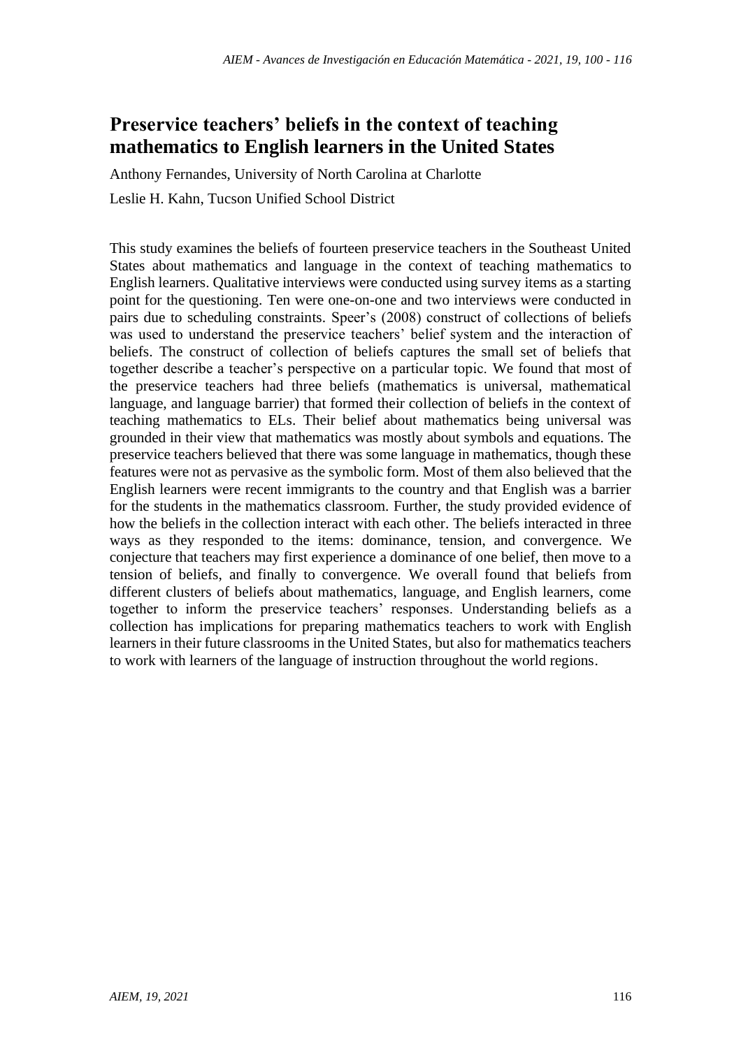# Preservice teachers' beliefs in the context of teaching mathematics to English learners in the United States

Anthony Fernandes, University of North Carolina at Charlotte

Leslie H. Kahn, Tucson Unified School District

This study examines the beliefs of fourteen preservice teachers in the Southeast United States about mathematics and language in the context of teaching mathematics to English learners. Qualitative interviews were conducted using survey items as a starting point for the questioning. Ten were one-on-one and two interviews were conducted in pairs due to scheduling constraints. Speer's (2008) construct of collections of beliefs was used to understand the preservice teachers' belief system and the interaction of beliefs. The construct of collection of beliefs captures the small set of beliefs that together describe a teacher's perspective on a particular topic. We found that most of the preservice teachers had three beliefs (mathematics is universal, mathematical language, and language barrier) that formed their collection of beliefs in the context of teaching mathematics to ELs. Their belief about mathematics being universal was grounded in their view that mathematics was mostly about symbols and equations. The preservice teachers believed that there was some language in mathematics, though these features were not as pervasive as the symbolic form. Most of them also believed that the English learners were recent immigrants to the country and that English was a barrier for the students in the mathematics classroom. Further, the study provided evidence of how the beliefs in the collection interact with each other. The beliefs interacted in three ways as they responded to the items: dominance, tension, and convergence. We conjecture that teachers may first experience a dominance of one belief, then move to a tension of beliefs, and finally to convergence. We overall found that beliefs from different clusters of beliefs about mathematics, language, and English learners, come together to inform the preservice teachers' responses. Understanding beliefs as a collection has implications for preparing mathematics teachers to work with English learners in their future classrooms in the United States, but also for mathematics teachers to work with learners of the language of instruction throughout the world regions.